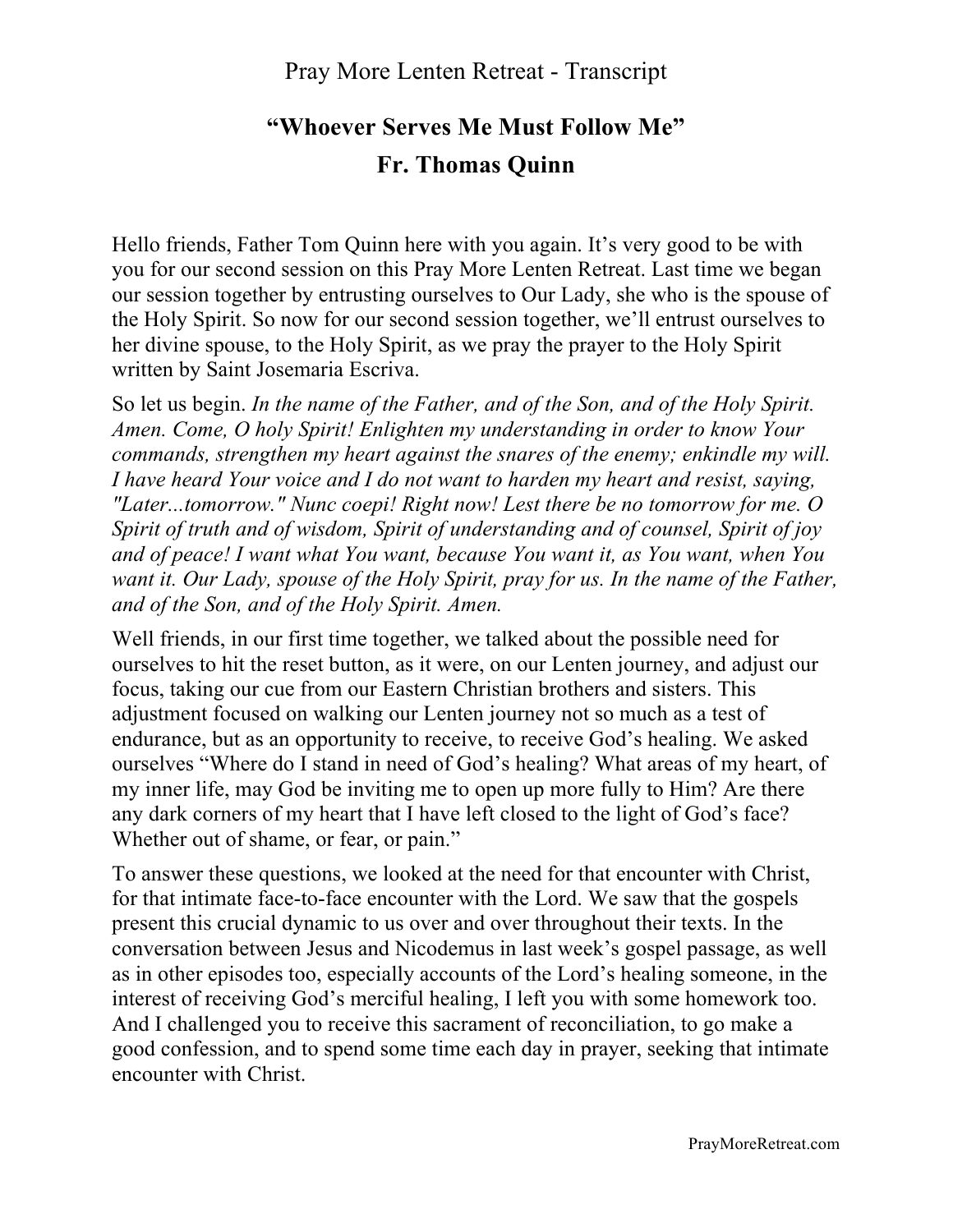# Pray More Lenten Retreat - Transcript

## "Whoever Serves Me Must Follow Me"

## Fr. Thomas Quinn

Hello friends, Father Tom Quinn here with you again. It's very good to be with you for our second session on this Pray More Lenten Retreat. Last time we began our session together by entrusting ourselves to Our Lady, she who is the spouse of the Holy Spirit. So now for our second session together, we'll entrust ourselves to her divine spouse, to the Holy Spirit, as we pray the prayer to the Holy Spirit written by Saint Josemaria Escriva.

So let us begin. *In the name of the Father, and of the Son, and of the Holy Spirit. Amen. Come, O holy Spirit! Enlighten my understanding in order to know Your commands, strengthen my heart against the snares of the enemy; enkindle my will. I have heard Your voice and I do not want to harden my heart and resist, saying, "Later...tomorrow." Nunc coepi! Right now! Lest there be no tomorrow for me. O Spirit of truth and of wisdom, Spirit of understanding and of counsel, Spirit of joy and of peace! I want what You want, because You want it, as You want, when You want it. Our Lady, spouse of the Holy Spirit, pray for us. In the name of the Father, and of the Son, and of the Holy Spirit. Amen.*

Well friends, in our first time together, we talked about the possible need for ourselves to hit the reset button, as it were, on our Lenten journey, and adjust our focus, taking our cue from our Eastern Christian brothers and sisters. This adjustment focused on walking our Lenten journey not so much as a test of endurance, but as an opportunity to receive, to receive God's healing. We asked ourselves "Where do I stand in need of God's healing? What areas of my heart, of my inner life, may God be inviting me to open up more fully to Him? Are there any dark corners of my heart that I have left closed to the light of God's face? Whether out of shame, or fear, or pain."

To answer these questions, we looked at the need for that encounter with Christ, for that intimate face-to-face encounter with the Lord. We saw that the gospels present this crucial dynamic to us over and over throughout their texts. In the conversation between Jesus and Nicodemus in last week's gospel passage, as well as in other episodes too, especially accounts of the Lord's healing someone, in the interest of receiving God's merciful healing, I left you with some homework too. And I challenged you to receive this sacrament of reconciliation, to go make a good confession, and to spend some time each day in prayer, seeking that intimate encounter with Christ.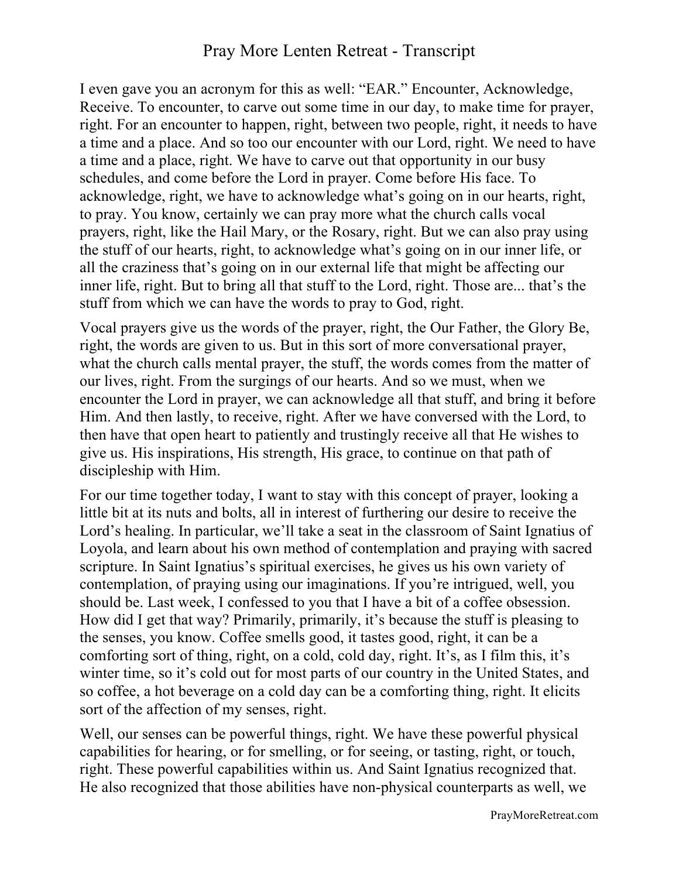I even gave you an acronym for this as well: "EAR." Encounter, Acknowledge, Receive. To encounter, to carve out some time in our day, to make time for prayer, right. For an encounter to happen, right, between two people, right, it needs to have a time and a place. And so too our encounter with our Lord, right. We need to have a time and a place, right. We have to carve out that opportunity in our busy schedules, and come before the Lord in prayer. Come before His face. To acknowledge, right, we have to acknowledge what's going on in our hearts, right, to pray. You know, certainly we can pray more what the church calls vocal prayers, right, like the Hail Mary, or the Rosary, right. But we can also pray using the stuff of our hearts, right, to acknowledge what's going on in our inner life, or all the craziness that's going on in our external life that might be affecting our inner life, right. But to bring all that stuff to the Lord, right. Those are... that's the stuff from which we can have the words to pray to God, right.

Vocal prayers give us the words of the prayer, right, the Our Father, the Glory Be, right, the words are given to us. But in this sort of more conversational prayer, what the church calls mental prayer, the stuff, the words comes from the matter of our lives, right. From the surgings of our hearts. And so we must, when we encounter the Lord in prayer, we can acknowledge all that stuff, and bring it before Him. And then lastly, to receive, right. After we have conversed with the Lord, to then have that open heart to patiently and trustingly receive all that He wishes to give us. His inspirations, His strength, His grace, to continue on that path of discipleship with Him.

For our time together today, I want to stay with this concept of prayer, looking a little bit at its nuts and bolts, all in interest of furthering our desire to receive the Lord's healing. In particular, we'll take a seat in the classroom of Saint Ignatius of Loyola, and learn about his own method of contemplation and praying with sacred scripture. In Saint Ignatius's spiritual exercises, he gives us his own variety of contemplation, of praying using our imaginations. If you're intrigued, well, you should be. Last week, I confessed to you that I have a bit of a coffee obsession. How did I get that way? Primarily, primarily, it's because the stuff is pleasing to the senses, you know. Coffee smells good, it tastes good, right, it can be a comforting sort of thing, right, on a cold, cold day, right. It's, as I film this, it's winter time, so it's cold out for most parts of our country in the United States, and so coffee, a hot beverage on a cold day can be a comforting thing, right. It elicits sort of the affection of my senses, right.

Well, our senses can be powerful things, right. We have these powerful physical capabilities for hearing, or for smelling, or for seeing, or tasting, right, or touch, right. These powerful capabilities within us. And Saint Ignatius recognized that. He also recognized that those abilities have non-physical counterparts as well, we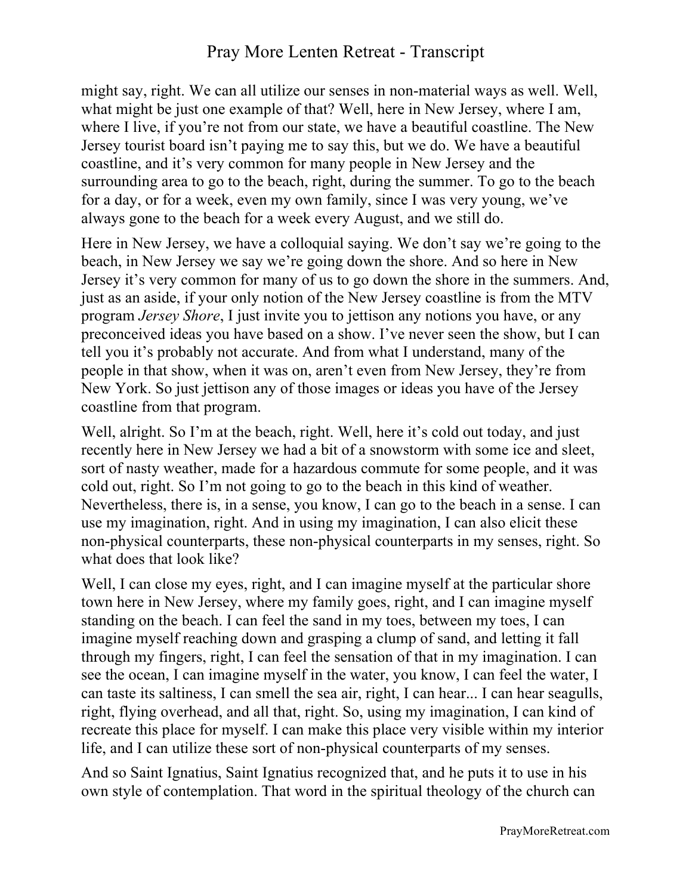might say, right. We can all utilize our senses in non-material ways as well. Well, what might be just one example of that? Well, here in New Jersey, where I am, where I live, if you're not from our state, we have a beautiful coastline. The New Jersey tourist board isn't paying me to say this, but we do. We have a beautiful coastline, and it's very common for many people in New Jersey and the surrounding area to go to the beach, right, during the summer. To go to the beach for a day, or for a week, even my own family, since I was very young, we've always gone to the beach for a week every August, and we still do.

Here in New Jersey, we have a colloquial saying. We don't say we're going to the beach, in New Jersey we say we're going down the shore. And so here in New Jersey it's very common for many of us to go down the shore in the summers. And, just as an aside, if your only notion of the New Jersey coastline is from the MTV program *Jersey Shore*, I just invite you to jettison any notions you have, or any preconceived ideas you have based on a show. I've never seen the show, but I can tell you it's probably not accurate. And from what I understand, many of the people in that show, when it was on, aren't even from New Jersey, they're from New York. So just jettison any of those images or ideas you have of the Jersey coastline from that program.

Well, alright. So I'm at the beach, right. Well, here it's cold out today, and just recently here in New Jersey we had a bit of a snowstorm with some ice and sleet, sort of nasty weather, made for a hazardous commute for some people, and it was cold out, right. So I'm not going to go to the beach in this kind of weather. Nevertheless, there is, in a sense, you know, I can go to the beach in a sense. I can use my imagination, right. And in using my imagination, I can also elicit these non-physical counterparts, these non-physical counterparts in my senses, right. So what does that look like?

Well, I can close my eyes, right, and I can imagine myself at the particular shore town here in New Jersey, where my family goes, right, and I can imagine myself standing on the beach. I can feel the sand in my toes, between my toes, I can imagine myself reaching down and grasping a clump of sand, and letting it fall through my fingers, right, I can feel the sensation of that in my imagination. I can see the ocean, I can imagine myself in the water, you know, I can feel the water, I can taste its saltiness, I can smell the sea air, right, I can hear... I can hear seagulls, right, flying overhead, and all that, right. So, using my imagination, I can kind of recreate this place for myself. I can make this place very visible within my interior life, and I can utilize these sort of non-physical counterparts of my senses.

And so Saint Ignatius, Saint Ignatius recognized that, and he puts it to use in his own style of contemplation. That word in the spiritual theology of the church can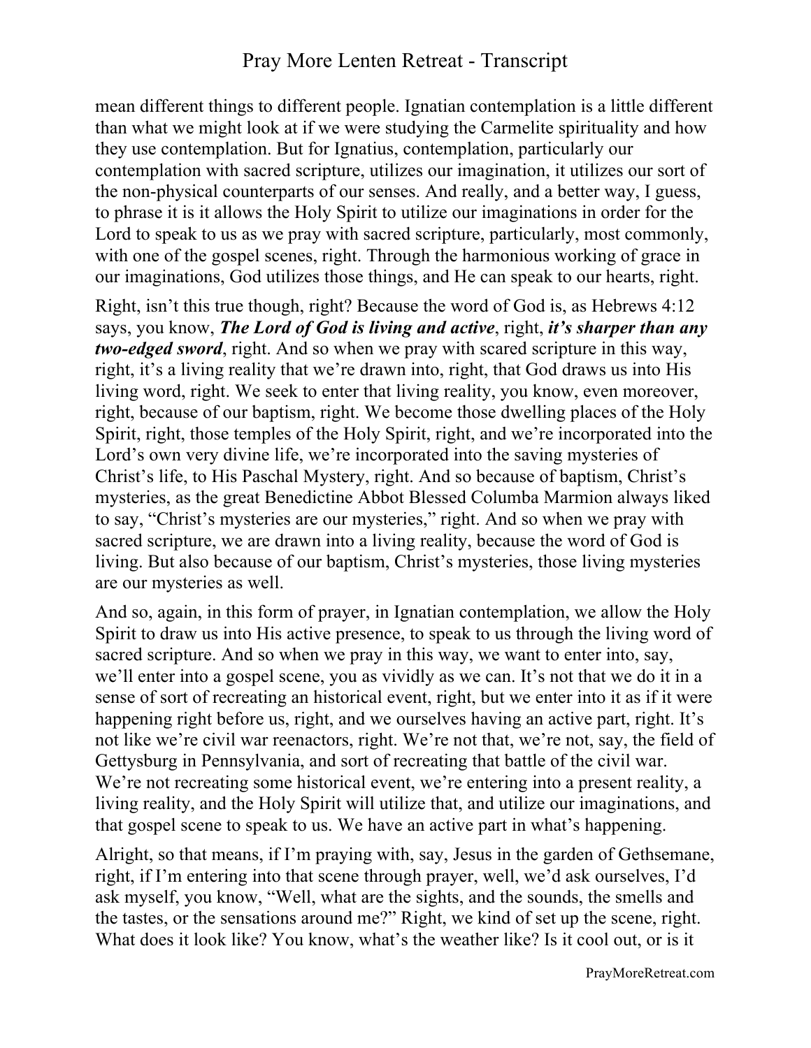mean different things to different people. Ignatian contemplation is a little different than what we might look at if we were studying the Carmelite spirituality and how they use contemplation. But for Ignatius, contemplation, particularly our contemplation with sacred scripture, utilizes our imagination, it utilizes our sort of the non-physical counterparts of our senses. And really, and a better way, I guess, to phrase it is it allows the Holy Spirit to utilize our imaginations in order for the Lord to speak to us as we pray with sacred scripture, particularly, most commonly, with one of the gospel scenes, right. Through the harmonious working of grace in our imaginations, God utilizes those things, and He can speak to our hearts, right.

Right, isn't this true though, right? Because the word of God is, as Hebrews 4:12 says, you know, ***The Lord of God is living and active***, right, ***it's sharper than any two-edged sword***, right. And so when we pray with scared scripture in this way, right, it's a living reality that we're drawn into, right, that God draws us into His living word, right. We seek to enter that living reality, you know, even moreover, right, because of our baptism, right. We become those dwelling places of the Holy Spirit, right, those temples of the Holy Spirit, right, and we're incorporated into the Lord's own very divine life, we're incorporated into the saving mysteries of Christ's life, to His Paschal Mystery, right. And so because of baptism, Christ's mysteries, as the great Benedictine Abbot Blessed Columba Marmion always liked to say, "Christ's mysteries are our mysteries," right. And so when we pray with sacred scripture, we are drawn into a living reality, because the word of God is living. But also because of our baptism, Christ's mysteries, those living mysteries are our mysteries as well.

And so, again, in this form of prayer, in Ignatian contemplation, we allow the Holy Spirit to draw us into His active presence, to speak to us through the living word of sacred scripture. And so when we pray in this way, we want to enter into, say, we'll enter into a gospel scene, you as vividly as we can. It's not that we do it in a sense of sort of recreating an historical event, right, but we enter into it as if it were happening right before us, right, and we ourselves having an active part, right. It's not like we're civil war reenactors, right. We're not that, we're not, say, the field of Gettysburg in Pennsylvania, and sort of recreating that battle of the civil war. We're not recreating some historical event, we're entering into a present reality, a living reality, and the Holy Spirit will utilize that, and utilize our imaginations, and that gospel scene to speak to us. We have an active part in what's happening.

Alright, so that means, if I'm praying with, say, Jesus in the garden of Gethsemane, right, if I'm entering into that scene through prayer, well, we'd ask ourselves, I'd ask myself, you know, "Well, what are the sights, and the sounds, the smells and the tastes, or the sensations around me?" Right, we kind of set up the scene, right. What does it look like? You know, what's the weather like? Is it cool out, or is it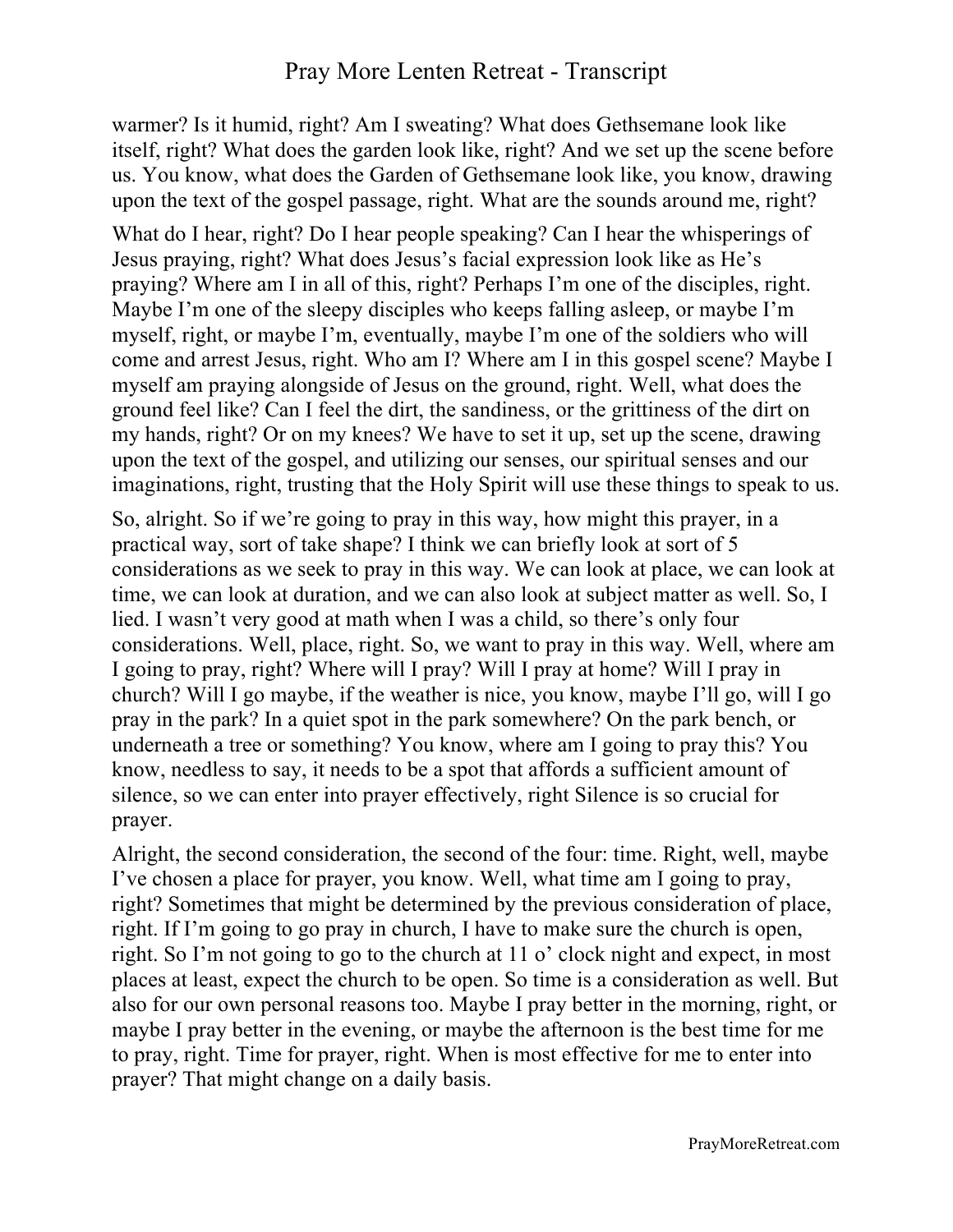warmer? Is it humid, right? Am I sweating? What does Gethsemane look like itself, right? What does the garden look like, right? And we set up the scene before us. You know, what does the Garden of Gethsemane look like, you know, drawing upon the text of the gospel passage, right. What are the sounds around me, right?

What do I hear, right? Do I hear people speaking? Can I hear the whisperings of Jesus praying, right? What does Jesus's facial expression look like as He's praying? Where am I in all of this, right? Perhaps I'm one of the disciples, right. Maybe I'm one of the sleepy disciples who keeps falling asleep, or maybe I'm myself, right, or maybe I'm, eventually, maybe I'm one of the soldiers who will come and arrest Jesus, right. Who am I? Where am I in this gospel scene? Maybe I myself am praying alongside of Jesus on the ground, right. Well, what does the ground feel like? Can I feel the dirt, the sandiness, or the grittiness of the dirt on my hands, right? Or on my knees? We have to set it up, set up the scene, drawing upon the text of the gospel, and utilizing our senses, our spiritual senses and our imaginations, right, trusting that the Holy Spirit will use these things to speak to us.

So, alright. So if we're going to pray in this way, how might this prayer, in a practical way, sort of take shape? I think we can briefly look at sort of 5 considerations as we seek to pray in this way. We can look at place, we can look at time, we can look at duration, and we can also look at subject matter as well. So, I lied. I wasn't very good at math when I was a child, so there's only four considerations. Well, place, right. So, we want to pray in this way. Well, where am I going to pray, right? Where will I pray? Will I pray at home? Will I pray in church? Will I go maybe, if the weather is nice, you know, maybe I'll go, will I go pray in the park? In a quiet spot in the park somewhere? On the park bench, or underneath a tree or something? You know, where am I going to pray this? You know, needless to say, it needs to be a spot that affords a sufficient amount of silence, so we can enter into prayer effectively, right Silence is so crucial for prayer.

Alright, the second consideration, the second of the four: time. Right, well, maybe I've chosen a place for prayer, you know. Well, what time am I going to pray, right? Sometimes that might be determined by the previous consideration of place, right. If I'm going to go pray in church, I have to make sure the church is open, right. So I'm not going to go to the church at 11 o' clock night and expect, in most places at least, expect the church to be open. So time is a consideration as well. But also for our own personal reasons too. Maybe I pray better in the morning, right, or maybe I pray better in the evening, or maybe the afternoon is the best time for me to pray, right. Time for prayer, right. When is most effective for me to enter into prayer? That might change on a daily basis.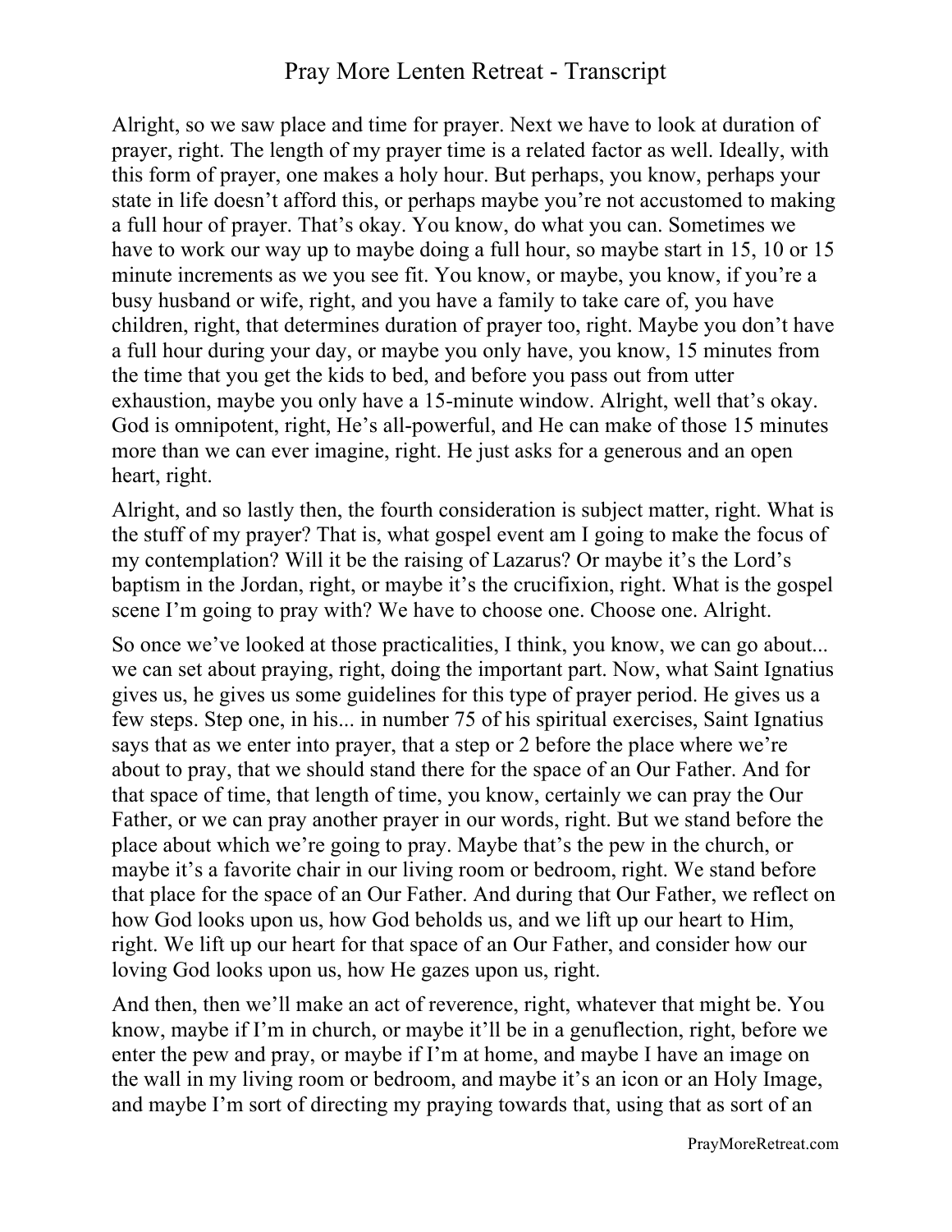Alright, so we saw place and time for prayer. Next we have to look at duration of prayer, right. The length of my prayer time is a related factor as well. Ideally, with this form of prayer, one makes a holy hour. But perhaps, you know, perhaps your state in life doesn't afford this, or perhaps maybe you're not accustomed to making a full hour of prayer. That's okay. You know, do what you can. Sometimes we have to work our way up to maybe doing a full hour, so maybe start in 15, 10 or 15 minute increments as we you see fit. You know, or maybe, you know, if you're a busy husband or wife, right, and you have a family to take care of, you have children, right, that determines duration of prayer too, right. Maybe you don't have a full hour during your day, or maybe you only have, you know, 15 minutes from the time that you get the kids to bed, and before you pass out from utter exhaustion, maybe you only have a 15-minute window. Alright, well that's okay. God is omnipotent, right, He's all-powerful, and He can make of those 15 minutes more than we can ever imagine, right. He just asks for a generous and an open heart, right.

Alright, and so lastly then, the fourth consideration is subject matter, right. What is the stuff of my prayer? That is, what gospel event am I going to make the focus of my contemplation? Will it be the raising of Lazarus? Or maybe it's the Lord's baptism in the Jordan, right, or maybe it's the crucifixion, right. What is the gospel scene I'm going to pray with? We have to choose one. Choose one. Alright.

So once we've looked at those practicalities, I think, you know, we can go about... we can set about praying, right, doing the important part. Now, what Saint Ignatius gives us, he gives us some guidelines for this type of prayer period. He gives us a few steps. Step one, in his... in number 75 of his spiritual exercises, Saint Ignatius says that as we enter into prayer, that a step or 2 before the place where we're about to pray, that we should stand there for the space of an Our Father. And for that space of time, that length of time, you know, certainly we can pray the Our Father, or we can pray another prayer in our words, right. But we stand before the place about which we're going to pray. Maybe that's the pew in the church, or maybe it's a favorite chair in our living room or bedroom, right. We stand before that place for the space of an Our Father. And during that Our Father, we reflect on how God looks upon us, how God beholds us, and we lift up our heart to Him, right. We lift up our heart for that space of an Our Father, and consider how our loving God looks upon us, how He gazes upon us, right.

And then, then we'll make an act of reverence, right, whatever that might be. You know, maybe if I'm in church, or maybe it'll be in a genuflection, right, before we enter the pew and pray, or maybe if I'm at home, and maybe I have an image on the wall in my living room or bedroom, and maybe it's an icon or an Holy Image, and maybe I'm sort of directing my praying towards that, using that as sort of an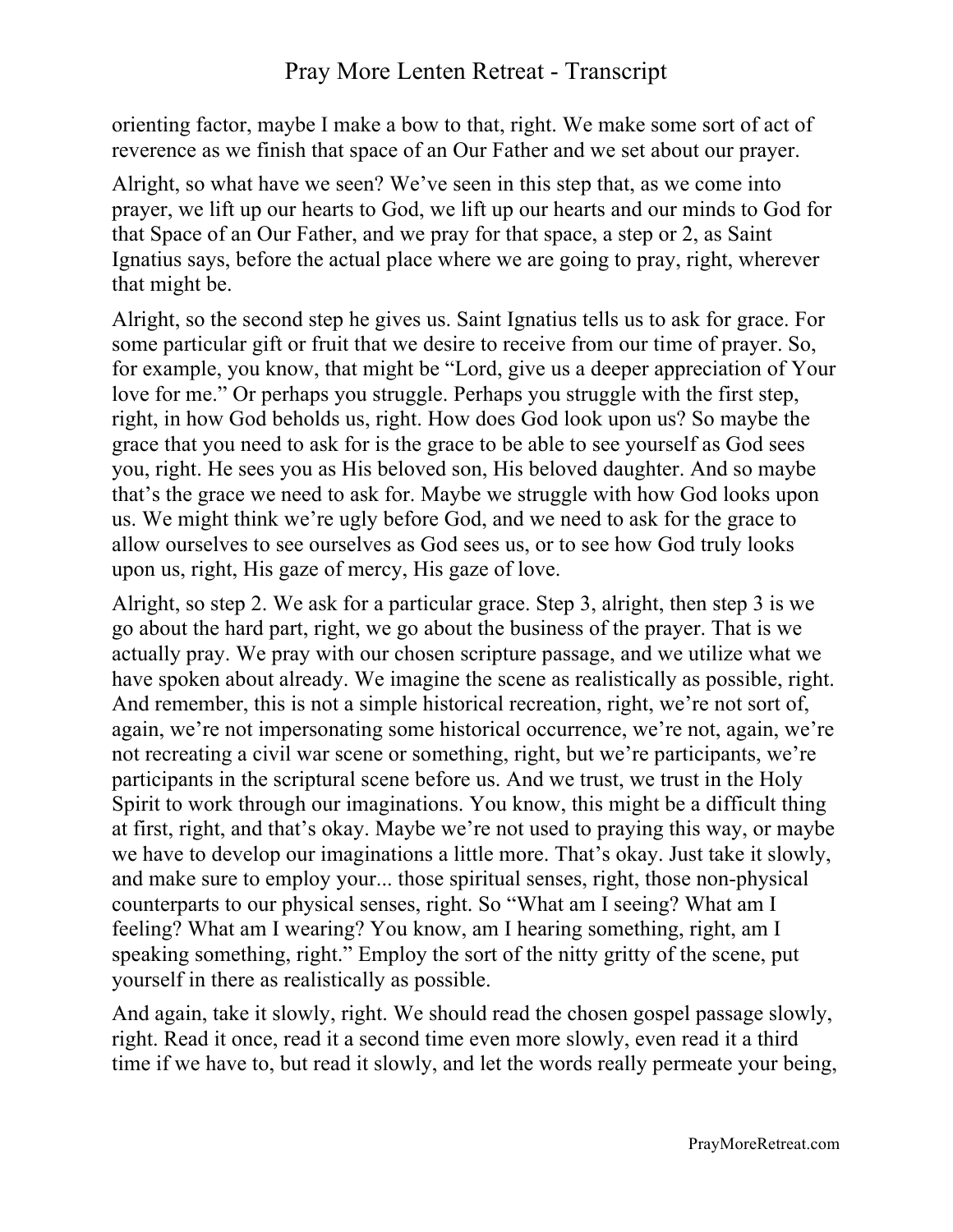orienting factor, maybe I make a bow to that, right. We make some sort of act of reverence as we finish that space of an Our Father and we set about our prayer.

Alright, so what have we seen? We've seen in this step that, as we come into prayer, we lift up our hearts to God, we lift up our hearts and our minds to God for that Space of an Our Father, and we pray for that space, a step or 2, as Saint Ignatius says, before the actual place where we are going to pray, right, wherever that might be.

Alright, so the second step he gives us. Saint Ignatius tells us to ask for grace. For some particular gift or fruit that we desire to receive from our time of prayer. So, for example, you know, that might be "Lord, give us a deeper appreciation of Your love for me." Or perhaps you struggle. Perhaps you struggle with the first step, right, in how God beholds us, right. How does God look upon us? So maybe the grace that you need to ask for is the grace to be able to see yourself as God sees you, right. He sees you as His beloved son, His beloved daughter. And so maybe that's the grace we need to ask for. Maybe we struggle with how God looks upon us. We might think we're ugly before God, and we need to ask for the grace to allow ourselves to see ourselves as God sees us, or to see how God truly looks upon us, right, His gaze of mercy, His gaze of love.

Alright, so step 2. We ask for a particular grace. Step 3, alright, then step 3 is we go about the hard part, right, we go about the business of the prayer. That is we actually pray. We pray with our chosen scripture passage, and we utilize what we have spoken about already. We imagine the scene as realistically as possible, right. And remember, this is not a simple historical recreation, right, we're not sort of, again, we're not impersonating some historical occurrence, we're not, again, we're not recreating a civil war scene or something, right, but we're participants, we're participants in the scriptural scene before us. And we trust, we trust in the Holy Spirit to work through our imaginations. You know, this might be a difficult thing at first, right, and that's okay. Maybe we're not used to praying this way, or maybe we have to develop our imaginations a little more. That's okay. Just take it slowly, and make sure to employ your... those spiritual senses, right, those non-physical counterparts to our physical senses, right. So "What am I seeing? What am I feeling? What am I wearing? You know, am I hearing something, right, am I speaking something, right." Employ the sort of the nitty gritty of the scene, put yourself in there as realistically as possible.

And again, take it slowly, right. We should read the chosen gospel passage slowly, right. Read it once, read it a second time even more slowly, even read it a third time if we have to, but read it slowly, and let the words really permeate your being,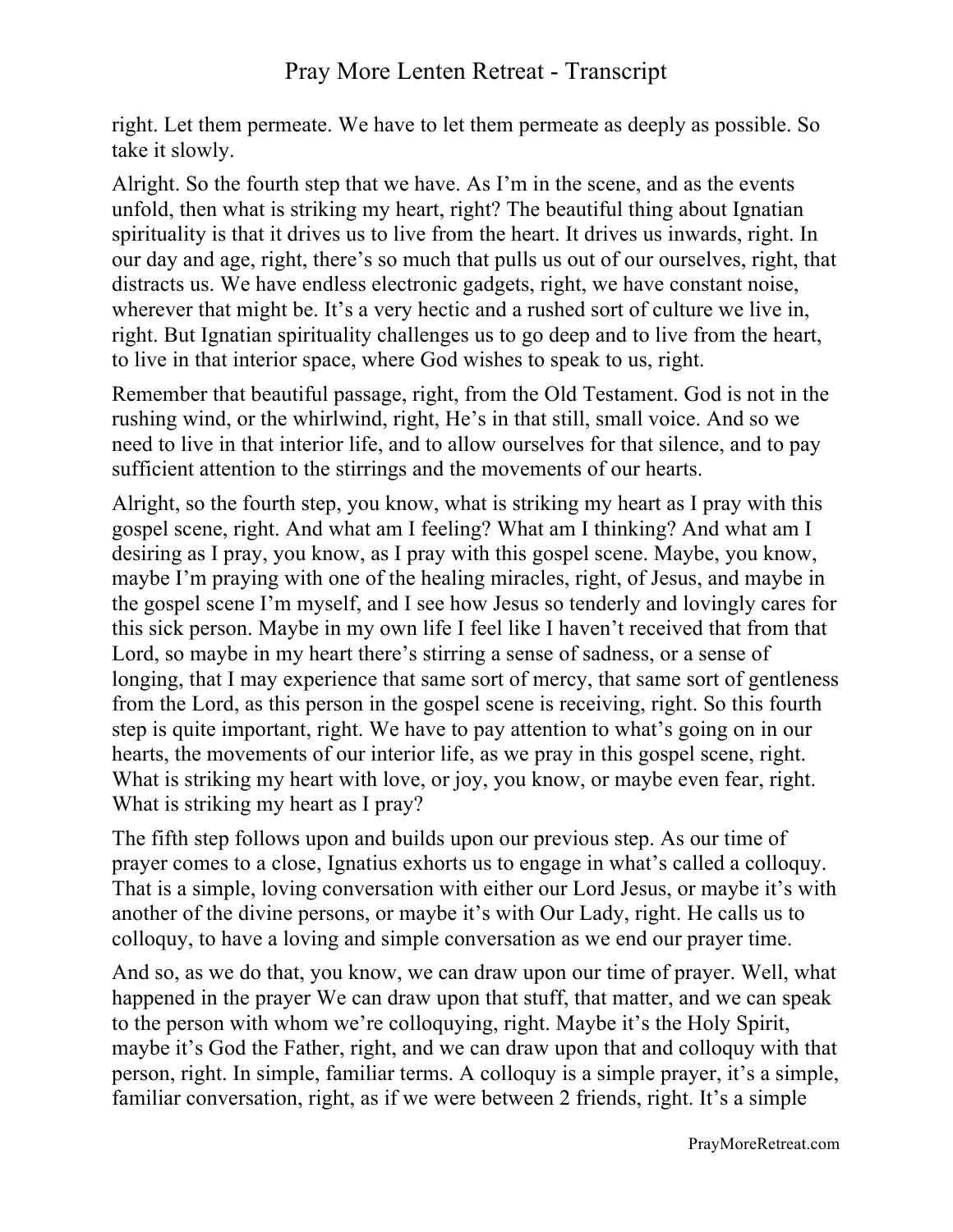right. Let them permeate. We have to let them permeate as deeply as possible. So take it slowly.

Alright. So the fourth step that we have. As I'm in the scene, and as the events unfold, then what is striking my heart, right? The beautiful thing about Ignatian spirituality is that it drives us to live from the heart. It drives us inwards, right. In our day and age, right, there's so much that pulls us out of our ourselves, right, that distracts us. We have endless electronic gadgets, right, we have constant noise, wherever that might be. It's a very hectic and a rushed sort of culture we live in, right. But Ignatian spirituality challenges us to go deep and to live from the heart, to live in that interior space, where God wishes to speak to us, right.

Remember that beautiful passage, right, from the Old Testament. God is not in the rushing wind, or the whirlwind, right, He's in that still, small voice. And so we need to live in that interior life, and to allow ourselves for that silence, and to pay sufficient attention to the stirrings and the movements of our hearts.

Alright, so the fourth step, you know, what is striking my heart as I pray with this gospel scene, right. And what am I feeling? What am I thinking? And what am I desiring as I pray, you know, as I pray with this gospel scene. Maybe, you know, maybe I'm praying with one of the healing miracles, right, of Jesus, and maybe in the gospel scene I'm myself, and I see how Jesus so tenderly and lovingly cares for this sick person. Maybe in my own life I feel like I haven't received that from that Lord, so maybe in my heart there's stirring a sense of sadness, or a sense of longing, that I may experience that same sort of mercy, that same sort of gentleness from the Lord, as this person in the gospel scene is receiving, right. So this fourth step is quite important, right. We have to pay attention to what's going on in our hearts, the movements of our interior life, as we pray in this gospel scene, right. What is striking my heart with love, or joy, you know, or maybe even fear, right. What is striking my heart as I pray?

The fifth step follows upon and builds upon our previous step. As our time of prayer comes to a close, Ignatius exhorts us to engage in what's called a colloquy. That is a simple, loving conversation with either our Lord Jesus, or maybe it's with another of the divine persons, or maybe it's with Our Lady, right. He calls us to colloquy, to have a loving and simple conversation as we end our prayer time.

And so, as we do that, you know, we can draw upon our time of prayer. Well, what happened in the prayer We can draw upon that stuff, that matter, and we can speak to the person with whom we're colloquying, right. Maybe it's the Holy Spirit, maybe it's God the Father, right, and we can draw upon that and colloquy with that person, right. In simple, familiar terms. A colloquy is a simple prayer, it's a simple, familiar conversation, right, as if we were between 2 friends, right. It's a simple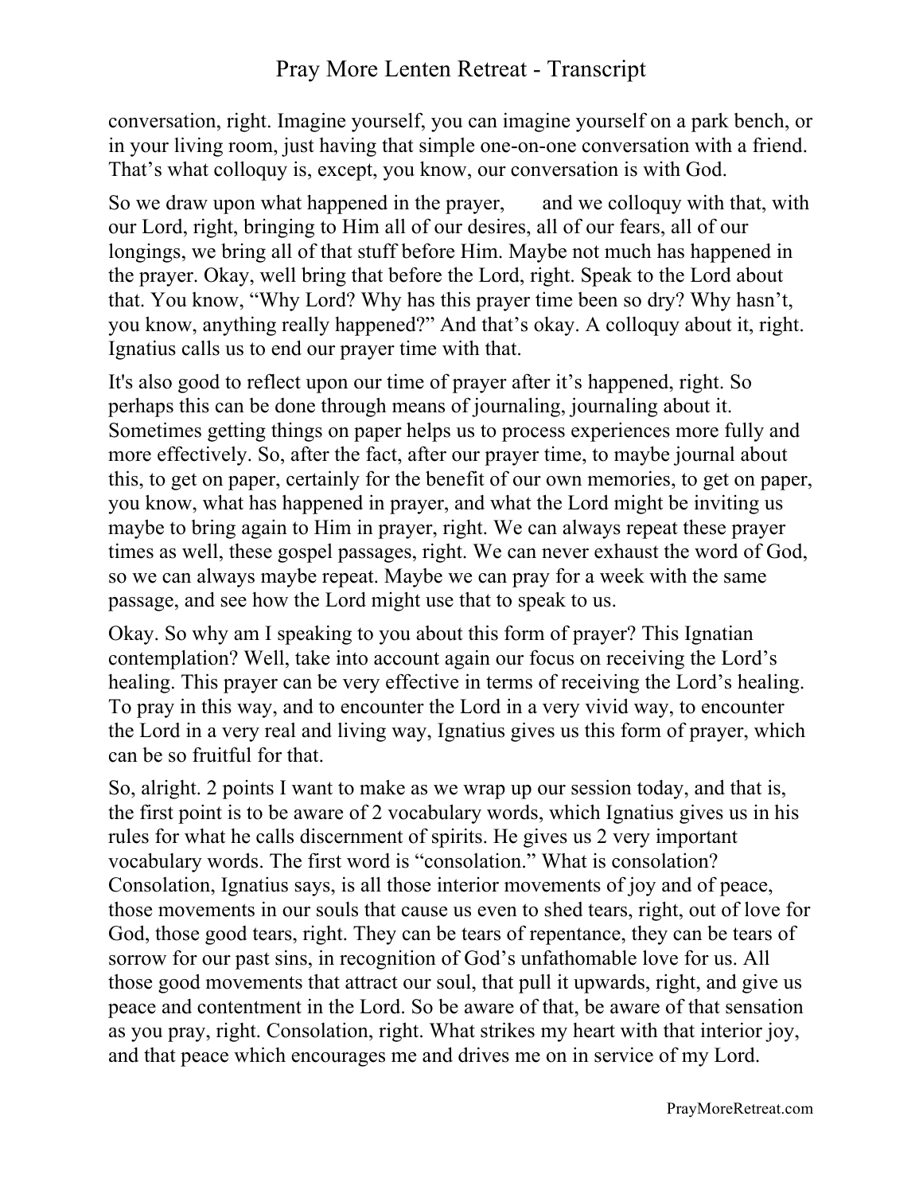conversation, right. Imagine yourself, you can imagine yourself on a park bench, or in your living room, just having that simple one-on-one conversation with a friend. That's what colloquy is, except, you know, our conversation is with God.

So we draw upon what happened in the prayer, and we colloquy with that, with our Lord, right, bringing to Him all of our desires, all of our fears, all of our longings, we bring all of that stuff before Him. Maybe not much has happened in the prayer. Okay, well bring that before the Lord, right. Speak to the Lord about that. You know, "Why Lord? Why has this prayer time been so dry? Why hasn't, you know, anything really happened?" And that's okay. A colloquy about it, right. Ignatius calls us to end our prayer time with that.

It's also good to reflect upon our time of prayer after it's happened, right. So perhaps this can be done through means of journaling, journaling about it. Sometimes getting things on paper helps us to process experiences more fully and more effectively. So, after the fact, after our prayer time, to maybe journal about this, to get on paper, certainly for the benefit of our own memories, to get on paper, you know, what has happened in prayer, and what the Lord might be inviting us maybe to bring again to Him in prayer, right. We can always repeat these prayer times as well, these gospel passages, right. We can never exhaust the word of God, so we can always maybe repeat. Maybe we can pray for a week with the same passage, and see how the Lord might use that to speak to us.

Okay. So why am I speaking to you about this form of prayer? This Ignatian contemplation? Well, take into account again our focus on receiving the Lord's healing. This prayer can be very effective in terms of receiving the Lord's healing. To pray in this way, and to encounter the Lord in a very vivid way, to encounter the Lord in a very real and living way, Ignatius gives us this form of prayer, which can be so fruitful for that.

So, alright. 2 points I want to make as we wrap up our session today, and that is, the first point is to be aware of 2 vocabulary words, which Ignatius gives us in his rules for what he calls discernment of spirits. He gives us 2 very important vocabulary words. The first word is "consolation." What is consolation? Consolation, Ignatius says, is all those interior movements of joy and of peace, those movements in our souls that cause us even to shed tears, right, out of love for God, those good tears, right. They can be tears of repentance, they can be tears of sorrow for our past sins, in recognition of God's unfathomable love for us. All those good movements that attract our soul, that pull it upwards, right, and give us peace and contentment in the Lord. So be aware of that, be aware of that sensation as you pray, right. Consolation, right. What strikes my heart with that interior joy, and that peace which encourages me and drives me on in service of my Lord.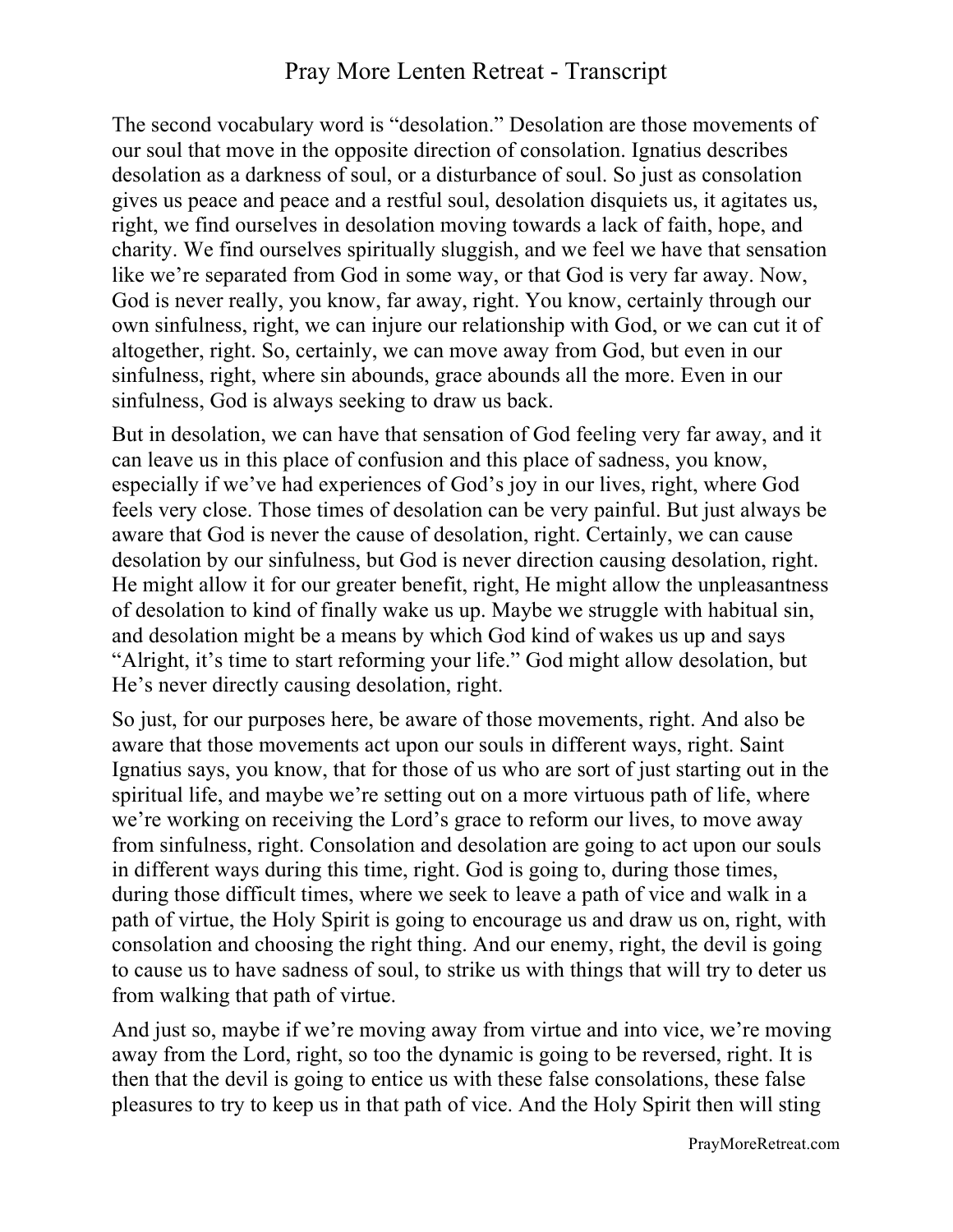The second vocabulary word is "desolation." Desolation are those movements of our soul that move in the opposite direction of consolation. Ignatius describes desolation as a darkness of soul, or a disturbance of soul. So just as consolation gives us peace and peace and a restful soul, desolation disquiets us, it agitates us, right, we find ourselves in desolation moving towards a lack of faith, hope, and charity. We find ourselves spiritually sluggish, and we feel we have that sensation like we're separated from God in some way, or that God is very far away. Now, God is never really, you know, far away, right. You know, certainly through our own sinfulness, right, we can injure our relationship with God, or we can cut it of altogether, right. So, certainly, we can move away from God, but even in our sinfulness, right, where sin abounds, grace abounds all the more. Even in our sinfulness, God is always seeking to draw us back.

But in desolation, we can have that sensation of God feeling very far away, and it can leave us in this place of confusion and this place of sadness, you know, especially if we've had experiences of God's joy in our lives, right, where God feels very close. Those times of desolation can be very painful. But just always be aware that God is never the cause of desolation, right. Certainly, we can cause desolation by our sinfulness, but God is never direction causing desolation, right. He might allow it for our greater benefit, right, He might allow the unpleasantness of desolation to kind of finally wake us up. Maybe we struggle with habitual sin, and desolation might be a means by which God kind of wakes us up and says "Alright, it's time to start reforming your life." God might allow desolation, but He's never directly causing desolation, right.

So just, for our purposes here, be aware of those movements, right. And also be aware that those movements act upon our souls in different ways, right. Saint Ignatius says, you know, that for those of us who are sort of just starting out in the spiritual life, and maybe we're setting out on a more virtuous path of life, where we're working on receiving the Lord's grace to reform our lives, to move away from sinfulness, right. Consolation and desolation are going to act upon our souls in different ways during this time, right. God is going to, during those times, during those difficult times, where we seek to leave a path of vice and walk in a path of virtue, the Holy Spirit is going to encourage us and draw us on, right, with consolation and choosing the right thing. And our enemy, right, the devil is going to cause us to have sadness of soul, to strike us with things that will try to deter us from walking that path of virtue.

And just so, maybe if we're moving away from virtue and into vice, we're moving away from the Lord, right, so too the dynamic is going to be reversed, right. It is then that the devil is going to entice us with these false consolations, these false pleasures to try to keep us in that path of vice. And the Holy Spirit then will sting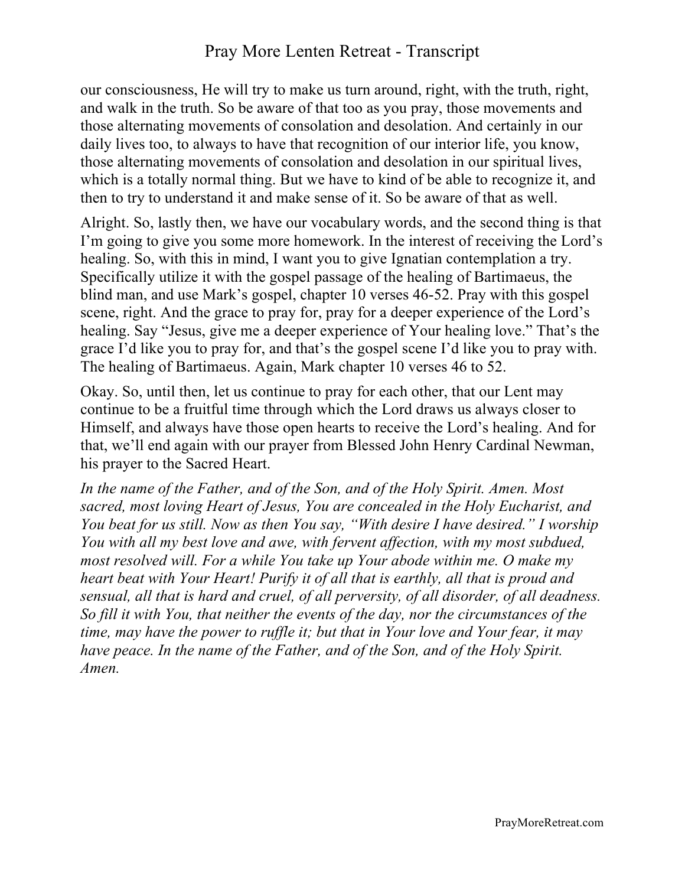our consciousness, He will try to make us turn around, right, with the truth, right, and walk in the truth. So be aware of that too as you pray, those movements and those alternating movements of consolation and desolation. And certainly in our daily lives too, to always to have that recognition of our interior life, you know, those alternating movements of consolation and desolation in our spiritual lives, which is a totally normal thing. But we have to kind of be able to recognize it, and then to try to understand it and make sense of it. So be aware of that as well.

Alright. So, lastly then, we have our vocabulary words, and the second thing is that I'm going to give you some more homework. In the interest of receiving the Lord's healing. So, with this in mind, I want you to give Ignatian contemplation a try. Specifically utilize it with the gospel passage of the healing of Bartimaeus, the blind man, and use Mark's gospel, chapter 10 verses 46-52. Pray with this gospel scene, right. And the grace to pray for, pray for a deeper experience of the Lord's healing. Say "Jesus, give me a deeper experience of Your healing love." That's the grace I'd like you to pray for, and that's the gospel scene I'd like you to pray with. The healing of Bartimaeus. Again, Mark chapter 10 verses 46 to 52.

Okay. So, until then, let us continue to pray for each other, that our Lent may continue to be a fruitful time through which the Lord draws us always closer to Himself, and always have those open hearts to receive the Lord's healing. And for that, we'll end again with our prayer from Blessed John Henry Cardinal Newman, his prayer to the Sacred Heart.

*In the name of the Father, and of the Son, and of the Holy Spirit. Amen. Most sacred, most loving Heart of Jesus, You are concealed in the Holy Eucharist, and You beat for us still. Now as then You say, "With desire I have desired." I worship You with all my best love and awe, with fervent affection, with my most subdued, most resolved will. For a while You take up Your abode within me. O make my heart beat with Your Heart! Purify it of all that is earthly, all that is proud and sensual, all that is hard and cruel, of all perversity, of all disorder, of all deadness. So fill it with You, that neither the events of the day, nor the circumstances of the time, may have the power to ruffle it; but that in Your love and Your fear, it may have peace. In the name of the Father, and of the Son, and of the Holy Spirit. Amen.*